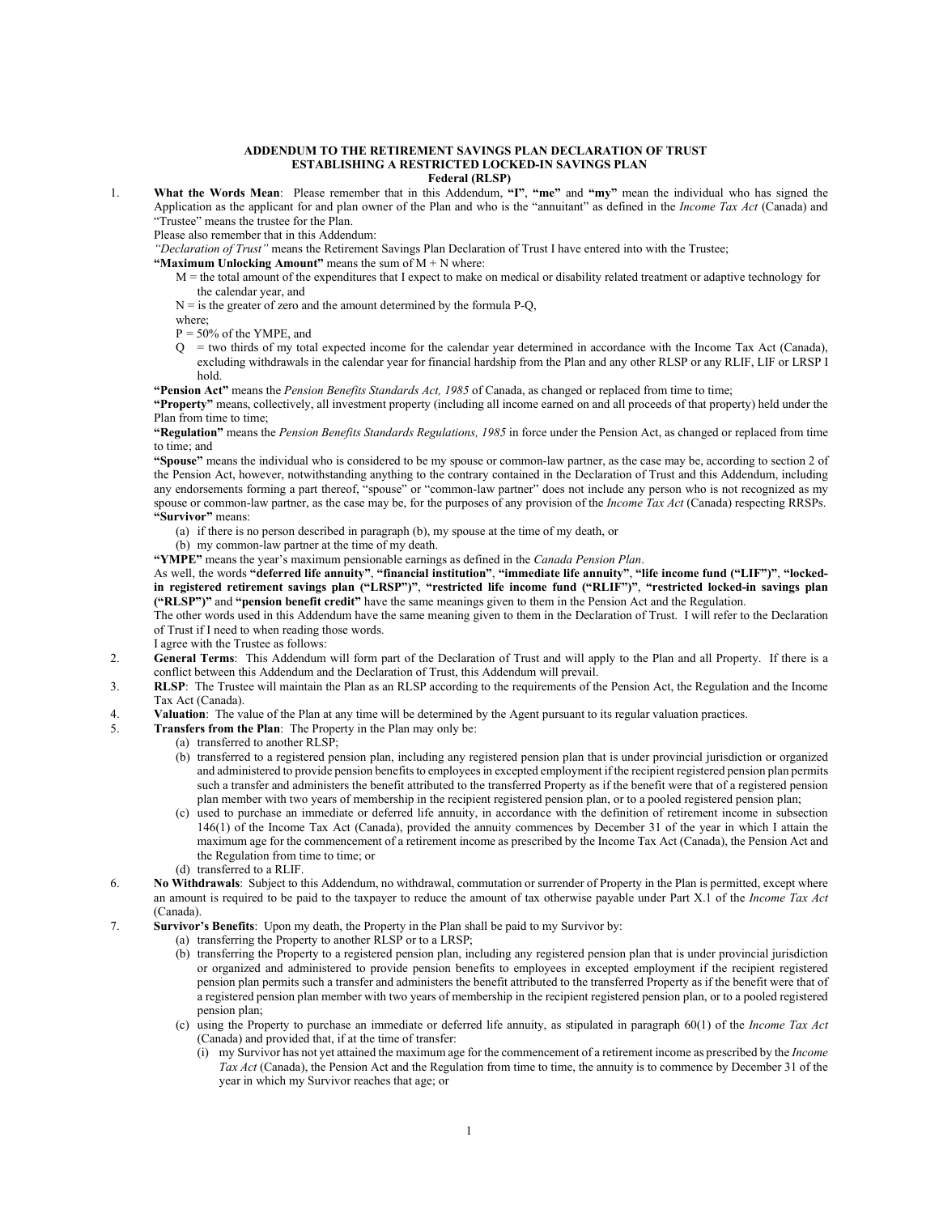**ADDENDUM TO THE RETIREMENT SAVINGS PLAN DECLARATION OF TRUST**
**ESTABLISHING A RESTRICTED LOCKED-IN SAVINGS PLAN**
**Federal (RLSP)**

1. **What the Words Mean**: Please remember that in this Addendum, **"I"**, **"me"** and **"my"** mean the individual who has signed the Application as the applicant for and plan owner of the Plan and who is the "annuitant" as defined in the *Income Tax Act* (Canada) and "Trustee" means the trustee for the Plan.

   Please also remember that in this Addendum:

   *"Declaration of Trust"* means the Retirement Savings Plan Declaration of Trust I have entered into with the Trustee;

   **"Maximum Unlocking Amount"** means the sum of M + N where:

   M = the total amount of the expenditures that I expect to make on medical or disability related treatment or adaptive technology for the calendar year, and

   N = is the greater of zero and the amount determined by the formula P-Q,

   where;

   P = 50% of the YMPE, and

   Q = two thirds of my total expected income for the calendar year determined in accordance with the Income Tax Act (Canada), excluding withdrawals in the calendar year for financial hardship from the Plan and any other RLSP or any RLIF, LIF or LRSP I hold.

   **"Pension Act"** means the *Pension Benefits Standards Act, 1985* of Canada, as changed or replaced from time to time;

   **"Property"** means, collectively, all investment property (including all income earned on and all proceeds of that property) held under the Plan from time to time;

   **"Regulation"** means the *Pension Benefits Standards Regulations, 1985* in force under the Pension Act, as changed or replaced from time to time; and

   **"Spouse"** means the individual who is considered to be my spouse or common-law partner, as the case may be, according to section 2 of the Pension Act, however, notwithstanding anything to the contrary contained in the Declaration of Trust and this Addendum, including any endorsements forming a part thereof, "spouse" or "common-law partner" does not include any person who is not recognized as my spouse or common-law partner, as the case may be, for the purposes of any provision of the *Income Tax Act* (Canada) respecting RRSPs.

   **"Survivor"** means:

   (a) if there is no person described in paragraph (b), my spouse at the time of my death, or

   (b) my common-law partner at the time of my death.

   **"YMPE"** means the year's maximum pensionable earnings as defined in the *Canada Pension Plan*.

   As well, the words **"deferred life annuity"**, **"financial institution"**, **"immediate life annuity"**, **"life income fund ("LIF")"**, **"locked-in registered retirement savings plan ("LRSP")"**, **"restricted life income fund ("RLIF")"**, **"restricted locked-in savings plan ("RLSP")"** and **"pension benefit credit"** have the same meanings given to them in the Pension Act and the Regulation.

   The other words used in this Addendum have the same meaning given to them in the Declaration of Trust. I will refer to the Declaration of Trust if I need to when reading those words.

   I agree with the Trustee as follows:

2. **General Terms**: This Addendum will form part of the Declaration of Trust and will apply to the Plan and all Property. If there is a conflict between this Addendum and the Declaration of Trust, this Addendum will prevail.

3. **RLSP**: The Trustee will maintain the Plan as an RLSP according to the requirements of the Pension Act, the Regulation and the Income Tax Act (Canada).

4. **Valuation**: The value of the Plan at any time will be determined by the Agent pursuant to its regular valuation practices.

5. **Transfers from the Plan**: The Property in the Plan may only be:

   (a) transferred to another RLSP;

   (b) transferred to a registered pension plan, including any registered pension plan that is under provincial jurisdiction or organized and administered to provide pension benefits to employees in excepted employment if the recipient registered pension plan permits such a transfer and administers the benefit attributed to the transferred Property as if the benefit were that of a registered pension plan member with two years of membership in the recipient registered pension plan, or to a pooled registered pension plan;

   (c) used to purchase an immediate or deferred life annuity, in accordance with the definition of retirement income in subsection 146(1) of the Income Tax Act (Canada), provided the annuity commences by December 31 of the year in which I attain the maximum age for the commencement of a retirement income as prescribed by the Income Tax Act (Canada), the Pension Act and the Regulation from time to time; or

   (d) transferred to a RLIF.

6. **No Withdrawals**: Subject to this Addendum, no withdrawal, commutation or surrender of Property in the Plan is permitted, except where an amount is required to be paid to the taxpayer to reduce the amount of tax otherwise payable under Part X.1 of the *Income Tax Act* (Canada).

7. **Survivor's Benefits**: Upon my death, the Property in the Plan shall be paid to my Survivor by:

   (a) transferring the Property to another RLSP or to a LRSP;

   (b) transferring the Property to a registered pension plan, including any registered pension plan that is under provincial jurisdiction or organized and administered to provide pension benefits to employees in excepted employment if the recipient registered pension plan permits such a transfer and administers the benefit attributed to the transferred Property as if the benefit were that of a registered pension plan member with two years of membership in the recipient registered pension plan, or to a pooled registered pension plan;

   (c) using the Property to purchase an immediate or deferred life annuity, as stipulated in paragraph 60(1) of the *Income Tax Act* (Canada) and provided that, if at the time of transfer:

      (i) my Survivor has not yet attained the maximum age for the commencement of a retirement income as prescribed by the *Income Tax Act* (Canada), the Pension Act and the Regulation from time to time, the annuity is to commence by December 31 of the year in which my Survivor reaches that age; or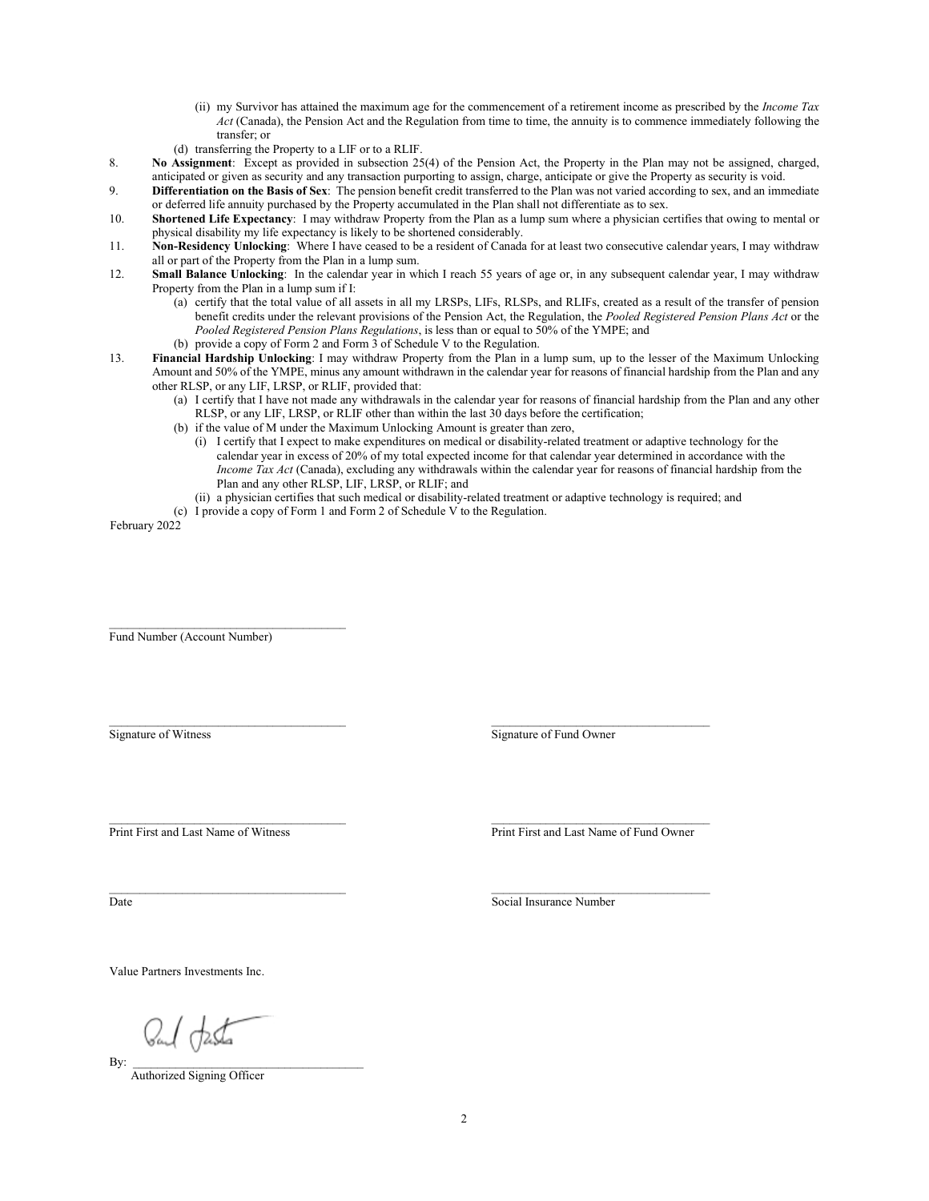(ii) my Survivor has attained the maximum age for the commencement of a retirement income as prescribed by the *Income Tax Act* (Canada), the Pension Act and the Regulation from time to time, the annuity is to commence immediately following the transfer; or

(d) transferring the Property to a LIF or to a RLIF.

8. **No Assignment**: Except as provided in subsection 25(4) of the Pension Act, the Property in the Plan may not be assigned, charged, anticipated or given as security and any transaction purporting to assign, charge, anticipate or give the Property as security is void.

9. **Differentiation on the Basis of Sex**: The pension benefit credit transferred to the Plan was not varied according to sex, and an immediate or deferred life annuity purchased by the Property accumulated in the Plan shall not differentiate as to sex.

10. **Shortened Life Expectancy**: I may withdraw Property from the Plan as a lump sum where a physician certifies that owing to mental or physical disability my life expectancy is likely to be shortened considerably.

11. **Non-Residency Unlocking**: Where I have ceased to be a resident of Canada for at least two consecutive calendar years, I may withdraw all or part of the Property from the Plan in a lump sum.

12. **Small Balance Unlocking**: In the calendar year in which I reach 55 years of age or, in any subsequent calendar year, I may withdraw Property from the Plan in a lump sum if I:
    (a) certify that the total value of all assets in all my LRSPs, LIFs, RLSPs, and RLIFs, created as a result of the transfer of pension benefit credits under the relevant provisions of the Pension Act, the Regulation, the *Pooled Registered Pension Plans Act* or the *Pooled Registered Pension Plans Regulations*, is less than or equal to 50% of the YMPE; and
    (b) provide a copy of Form 2 and Form 3 of Schedule V to the Regulation.

13. **Financial Hardship Unlocking**: I may withdraw Property from the Plan in a lump sum, up to the lesser of the Maximum Unlocking Amount and 50% of the YMPE, minus any amount withdrawn in the calendar year for reasons of financial hardship from the Plan and any other RLSP, or any LIF, LRSP, or RLIF, provided that:
    (a) I certify that I have not made any withdrawals in the calendar year for reasons of financial hardship from the Plan and any other RLSP, or any LIF, LRSP, or RLIF other than within the last 30 days before the certification;
    (b) if the value of M under the Maximum Unlocking Amount is greater than zero,
        (i) I certify that I expect to make expenditures on medical or disability-related treatment or adaptive technology for the calendar year in excess of 20% of my total expected income for that calendar year determined in accordance with the *Income Tax Act* (Canada), excluding any withdrawals within the calendar year for reasons of financial hardship from the Plan and any other RLSP, LIF, LRSP, or RLIF; and
        (ii) a physician certifies that such medical or disability-related treatment or adaptive technology is required; and
    (c) I provide a copy of Form 1 and Form 2 of Schedule V to the Regulation.

February 2022

______________________________
Fund Number (Account Number)

______________________________
Signature of Witness

______________________________
Signature of Fund Owner

______________________________
Print First and Last Name of Witness

______________________________
Print First and Last Name of Fund Owner

______________________________
Date

______________________________
Social Insurance Number

Value Partners Investments Inc.

By: ______________________________
Authorized Signing Officer